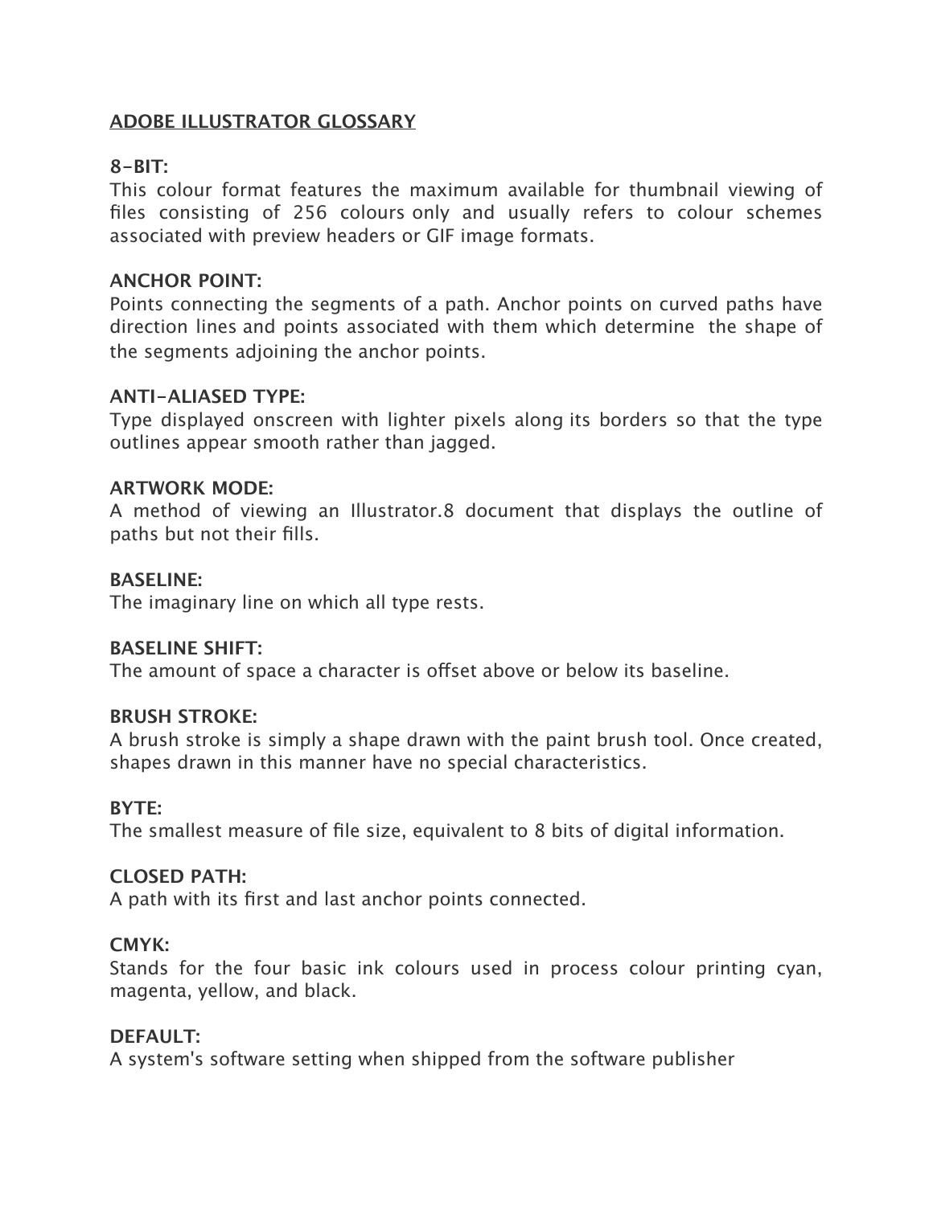# ADOBE ILLUSTRATOR GLOSSARY

**8-BIT:**
This colour format features the maximum available for thumbnail viewing of files consisting of 256 colours only and usually refers to colour schemes associated with preview headers or GIF image formats.

**ANCHOR POINT:**
Points connecting the segments of a path. Anchor points on curved paths have direction lines and points associated with them which determine the shape of the segments adjoining the anchor points.

**ANTI-ALIASED TYPE:**
Type displayed onscreen with lighter pixels along its borders so that the type outlines appear smooth rather than jagged.

**ARTWORK MODE:**
A method of viewing an Illustrator.8 document that displays the outline of paths but not their fills.

**BASELINE:**
The imaginary line on which all type rests.

**BASELINE SHIFT:**
The amount of space a character is offset above or below its baseline.

**BRUSH STROKE:**
A brush stroke is simply a shape drawn with the paint brush tool. Once created, shapes drawn in this manner have no special characteristics.

**BYTE:**
The smallest measure of file size, equivalent to 8 bits of digital information.

**CLOSED PATH:**
A path with its first and last anchor points connected.

**CMYK:**
Stands for the four basic ink colours used in process colour printing cyan, magenta, yellow, and black.

**DEFAULT:**
A system's software setting when shipped from the software publisher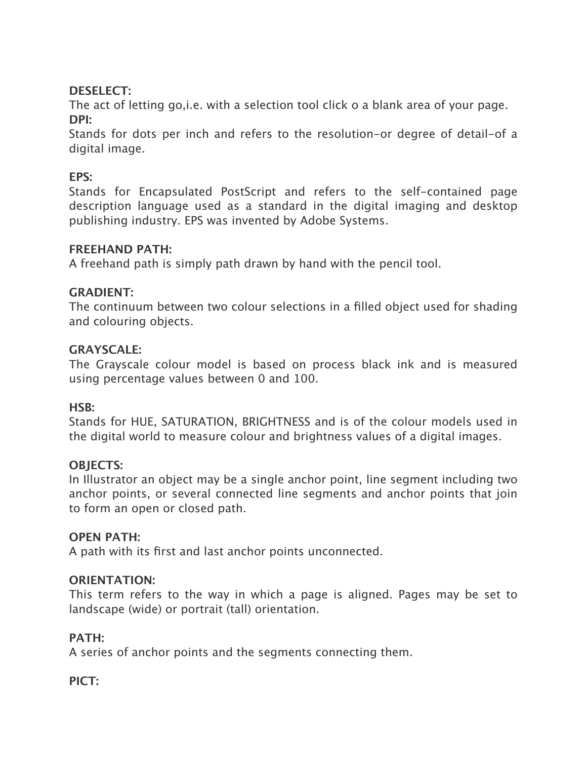**DESELECT:**
The act of letting go,i.e. with a selection tool click o a blank area of your page.
**DPI:**
Stands for dots per inch and refers to the resolution-or degree of detail-of a digital image.

**EPS:**
Stands for Encapsulated PostScript and refers to the self-contained page description language used as a standard in the digital imaging and desktop publishing industry. EPS was invented by Adobe Systems.

**FREEHAND PATH:**
A freehand path is simply path drawn by hand with the pencil tool.

**GRADIENT:**
The continuum between two colour selections in a filled object used for shading and colouring objects.

**GRAYSCALE:**
The Grayscale colour model is based on process black ink and is measured using percentage values between 0 and 100.

**HSB:**
Stands for HUE, SATURATION, BRIGHTNESS and is of the colour models used in the digital world to measure colour and brightness values of a digital images.

**OBJECTS:**
In Illustrator an object may be a single anchor point, line segment including two anchor points, or several connected line segments and anchor points that join to form an open or closed path.

**OPEN PATH:**
A path with its first and last anchor points unconnected.

**ORIENTATION:**
This term refers to the way in which a page is aligned. Pages may be set to landscape (wide) or portrait (tall) orientation.

**PATH:**
A series of anchor points and the segments connecting them.

**PICT:**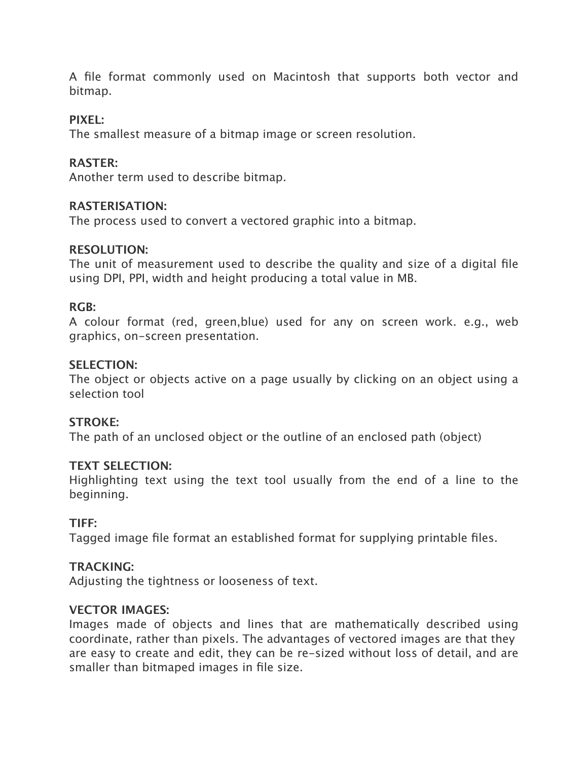A file format commonly used on Macintosh that supports both vector and bitmap.

**PIXEL:**
The smallest measure of a bitmap image or screen resolution.

**RASTER:**
Another term used to describe bitmap.

**RASTERISATION:**
The process used to convert a vectored graphic into a bitmap.

**RESOLUTION:**
The unit of measurement used to describe the quality and size of a digital file using DPI, PPI, width and height producing a total value in MB.

**RGB:**
A colour format (red, green,blue) used for any on screen work. e.g., web graphics, on-screen presentation.

**SELECTION:**
The object or objects active on a page usually by clicking on an object using a selection tool

**STROKE:**
The path of an unclosed object or the outline of an enclosed path (object)

**TEXT SELECTION:**
Highlighting text using the text tool usually from the end of a line to the beginning.

**TIFF:**
Tagged image file format an established format for supplying printable files.

**TRACKING:**
Adjusting the tightness or looseness of text.

**VECTOR IMAGES:**
Images made of objects and lines that are mathematically described using coordinate, rather than pixels. The advantages of vectored images are that they are easy to create and edit, they can be re-sized without loss of detail, and are smaller than bitmaped images in file size.